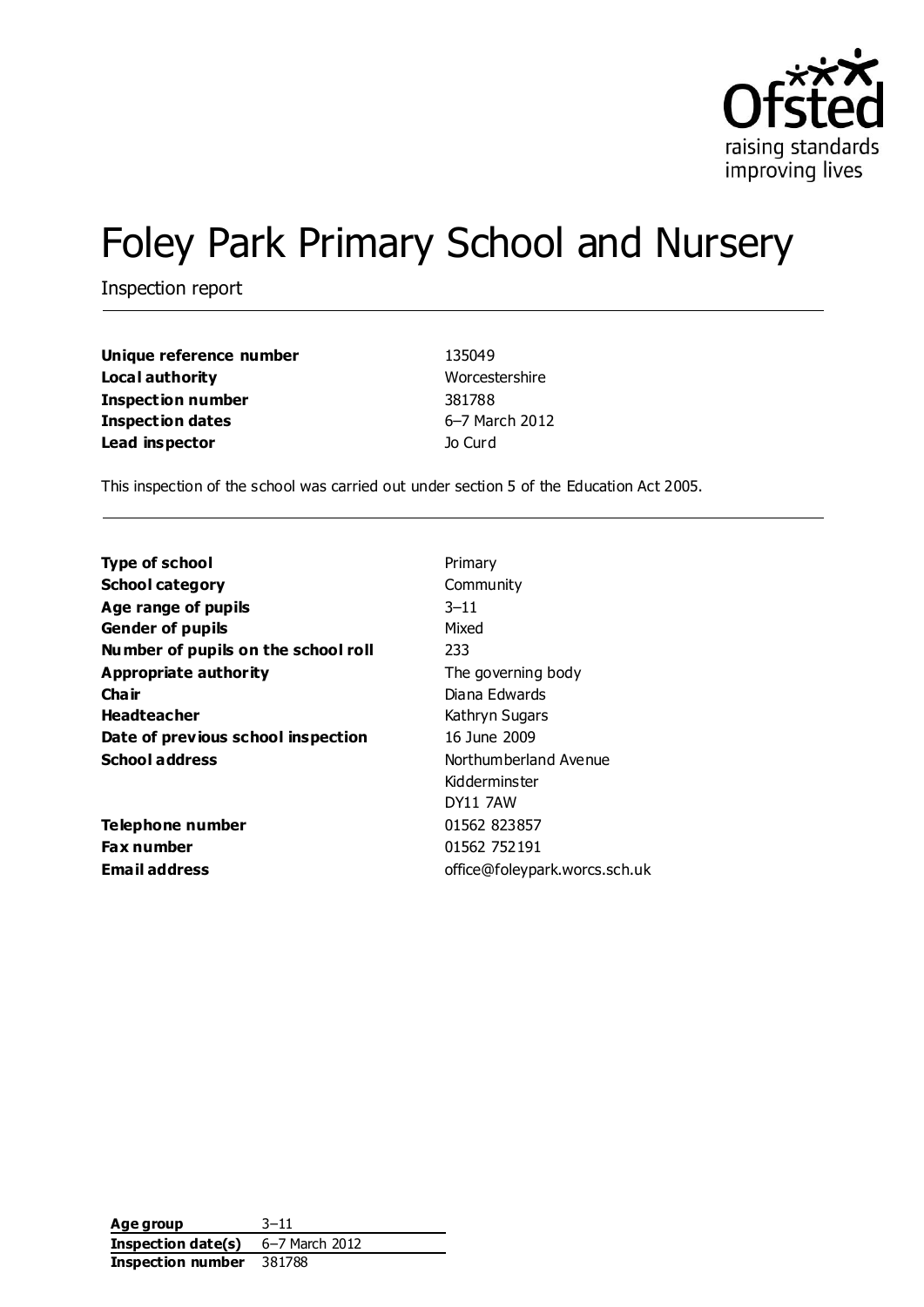# Foley Park Primary School and Nursery

Inspection report

| | |
|---|---|
| **Unique reference number** | 135049 |
| **Local authority** | Worcestershire |
| **Inspection number** | 381788 |
| **Inspection dates** | 6–7 March 2012 |
| **Lead inspector** | Jo Curd |

This inspection of the school was carried out under section 5 of the Education Act 2005.

| | |
|---|---|
| **Type of school** | Primary |
| **School category** | Community |
| **Age range of pupils** | 3–11 |
| **Gender of pupils** | Mixed |
| **Number of pupils on the school roll** | 233 |
| **Appropriate authority** | The governing body |
| **Chair** | Diana Edwards |
| **Headteacher** | Kathryn Sugars |
| **Date of previous school inspection** | 16 June 2009 |
| **School address** | Northumberland Avenue<br>Kidderminster<br>DY11 7AW |
| **Telephone number** | 01562 823857 |
| **Fax number** | 01562 752191 |
| **Email address** | office@foleypark.worcs.sch.uk |

| | |
|---|---|
| **Age group** | 3–11 |
| **Inspection date(s)** | 6–7 March 2012 |
| **Inspection number** | 381788 |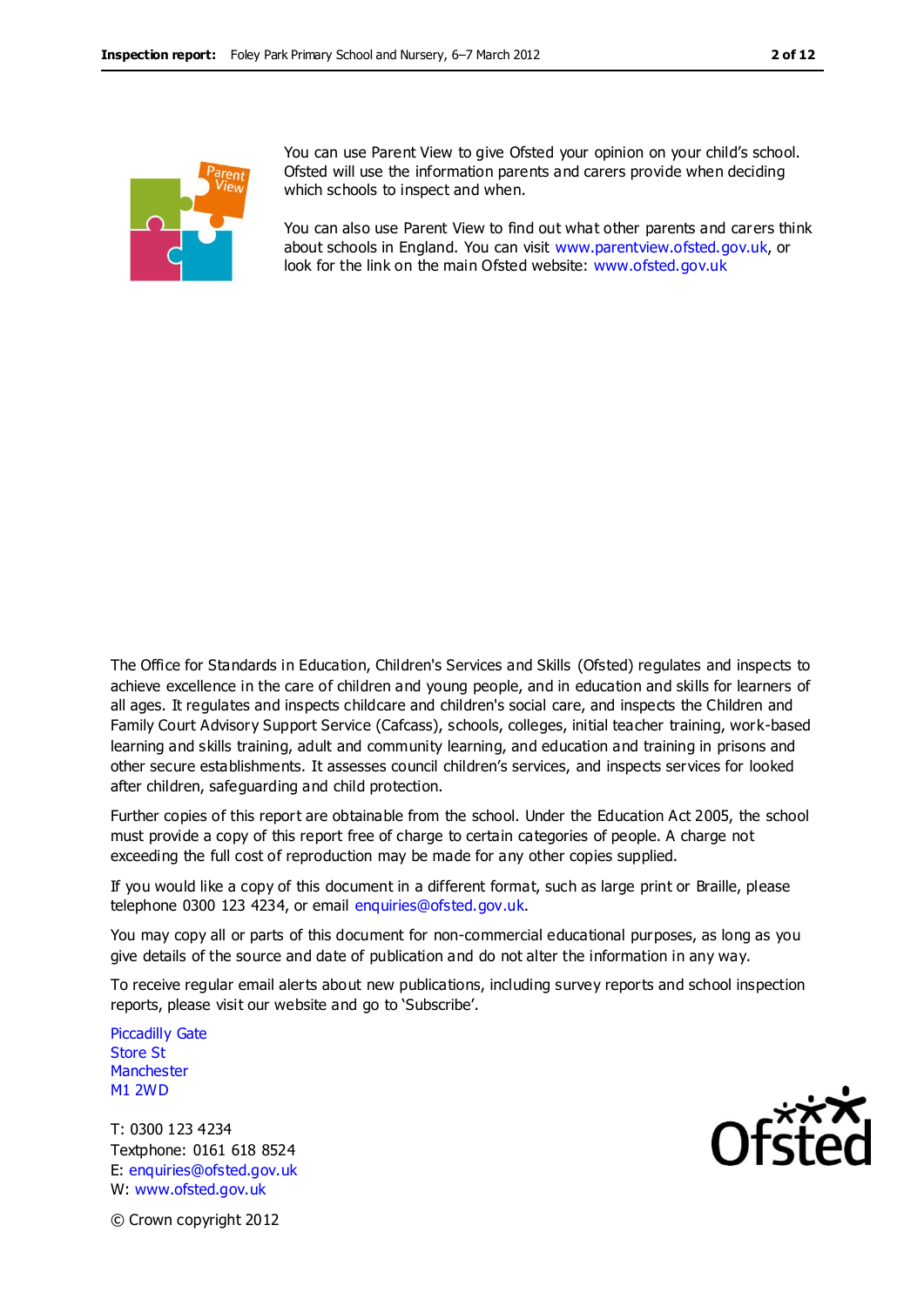You can use Parent View to give Ofsted your opinion on your child's school. Ofsted will use the information parents and carers provide when deciding which schools to inspect and when.

You can also use Parent View to find out what other parents and carers think about schools in England. You can visit www.parentview.ofsted.gov.uk, or look for the link on the main Ofsted website: www.ofsted.gov.uk

The Office for Standards in Education, Children's Services and Skills (Ofsted) regulates and inspects to achieve excellence in the care of children and young people, and in education and skills for learners of all ages. It regulates and inspects childcare and children's social care, and inspects the Children and Family Court Advisory Support Service (Cafcass), schools, colleges, initial teacher training, work-based learning and skills training, adult and community learning, and education and training in prisons and other secure establishments. It assesses council children's services, and inspects services for looked after children, safeguarding and child protection.

Further copies of this report are obtainable from the school. Under the Education Act 2005, the school must provide a copy of this report free of charge to certain categories of people. A charge not exceeding the full cost of reproduction may be made for any other copies supplied.

If you would like a copy of this document in a different format, such as large print or Braille, please telephone 0300 123 4234, or email enquiries@ofsted.gov.uk.

You may copy all or parts of this document for non-commercial educational purposes, as long as you give details of the source and date of publication and do not alter the information in any way.

To receive regular email alerts about new publications, including survey reports and school inspection reports, please visit our website and go to 'Subscribe'.

Piccadilly Gate
Store St
Manchester
M1 2WD

T: 0300 123 4234
Textphone: 0161 618 8524
E: enquiries@ofsted.gov.uk
W: www.ofsted.gov.uk

© Crown copyright 2012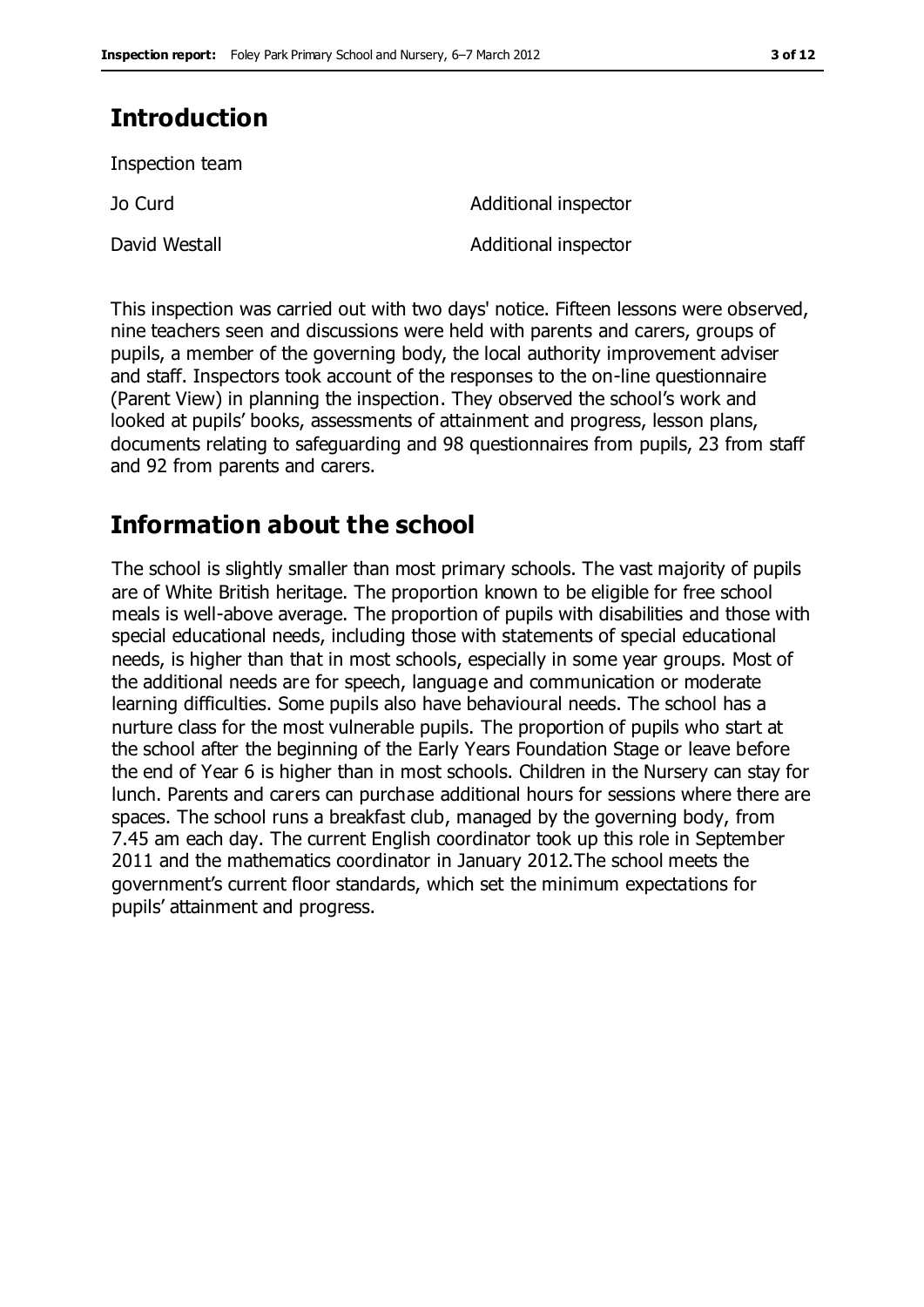## Introduction

Inspection team

| | |
|---|---|
| Jo Curd | Additional inspector |
| David Westall | Additional inspector |

This inspection was carried out with two days' notice. Fifteen lessons were observed, nine teachers seen and discussions were held with parents and carers, groups of pupils, a member of the governing body, the local authority improvement adviser and staff. Inspectors took account of the responses to the on-line questionnaire (Parent View) in planning the inspection. They observed the school's work and looked at pupils' books, assessments of attainment and progress, lesson plans, documents relating to safeguarding and 98 questionnaires from pupils, 23 from staff and 92 from parents and carers.

## Information about the school

The school is slightly smaller than most primary schools. The vast majority of pupils are of White British heritage. The proportion known to be eligible for free school meals is well-above average. The proportion of pupils with disabilities and those with special educational needs, including those with statements of special educational needs, is higher than that in most schools, especially in some year groups. Most of the additional needs are for speech, language and communication or moderate learning difficulties. Some pupils also have behavioural needs. The school has a nurture class for the most vulnerable pupils. The proportion of pupils who start at the school after the beginning of the Early Years Foundation Stage or leave before the end of Year 6 is higher than in most schools. Children in the Nursery can stay for lunch. Parents and carers can purchase additional hours for sessions where there are spaces. The school runs a breakfast club, managed by the governing body, from 7.45 am each day. The current English coordinator took up this role in September 2011 and the mathematics coordinator in January 2012.The school meets the government's current floor standards, which set the minimum expectations for pupils' attainment and progress.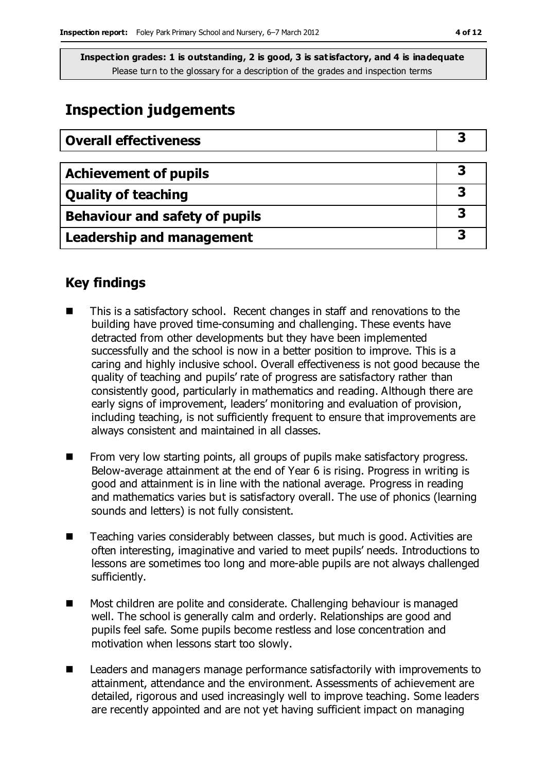**Inspection grades: 1 is outstanding, 2 is good, 3 is satisfactory, and 4 is inadequate**
Please turn to the glossary for a description of the grades and inspection terms

# Inspection judgements

| Overall effectiveness | 3 |
| --- | --- |
| **Achievement of pupils** | **3** |
| **Quality of teaching** | **3** |
| **Behaviour and safety of pupils** | **3** |
| **Leadership and management** | **3** |

## Key findings

- This is a satisfactory school. Recent changes in staff and renovations to the building have proved time-consuming and challenging. These events have detracted from other developments but they have been implemented successfully and the school is now in a better position to improve. This is a caring and highly inclusive school. Overall effectiveness is not good because the quality of teaching and pupils' rate of progress are satisfactory rather than consistently good, particularly in mathematics and reading. Although there are early signs of improvement, leaders' monitoring and evaluation of provision, including teaching, is not sufficiently frequent to ensure that improvements are always consistent and maintained in all classes.
- From very low starting points, all groups of pupils make satisfactory progress. Below-average attainment at the end of Year 6 is rising. Progress in writing is good and attainment is in line with the national average. Progress in reading and mathematics varies but is satisfactory overall. The use of phonics (learning sounds and letters) is not fully consistent.
- Teaching varies considerably between classes, but much is good. Activities are often interesting, imaginative and varied to meet pupils' needs. Introductions to lessons are sometimes too long and more-able pupils are not always challenged sufficiently.
- Most children are polite and considerate. Challenging behaviour is managed well. The school is generally calm and orderly. Relationships are good and pupils feel safe. Some pupils become restless and lose concentration and motivation when lessons start too slowly.
- Leaders and managers manage performance satisfactorily with improvements to attainment, attendance and the environment. Assessments of achievement are detailed, rigorous and used increasingly well to improve teaching. Some leaders are recently appointed and are not yet having sufficient impact on managing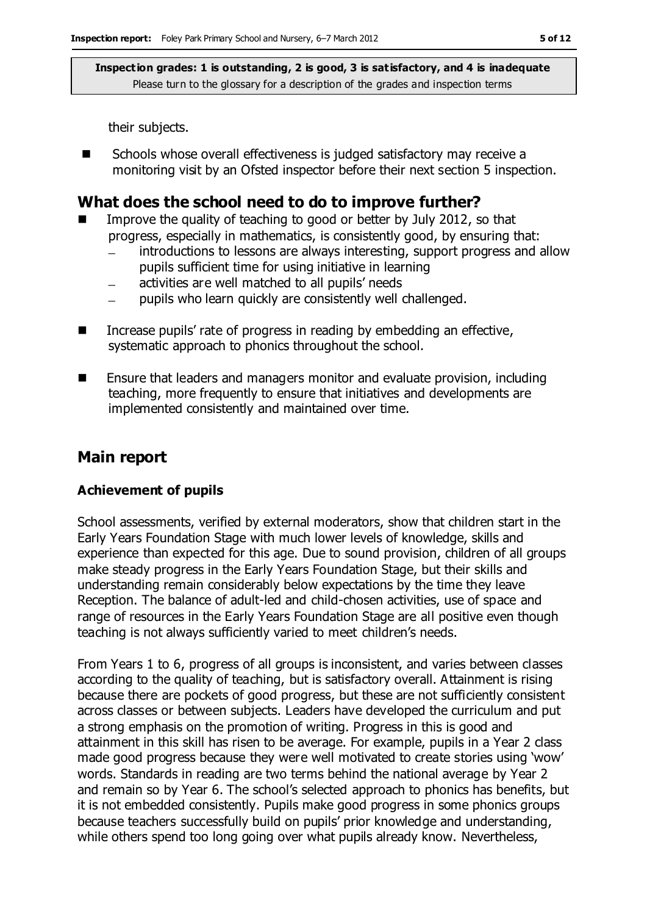their subjects.

- Schools whose overall effectiveness is judged satisfactory may receive a monitoring visit by an Ofsted inspector before their next section 5 inspection.

## What does the school need to do to improve further?

- Improve the quality of teaching to good or better by July 2012, so that progress, especially in mathematics, is consistently good, by ensuring that:
  - introductions to lessons are always interesting, support progress and allow pupils sufficient time for using initiative in learning
  - activities are well matched to all pupils' needs
  - pupils who learn quickly are consistently well challenged.
- Increase pupils' rate of progress in reading by embedding an effective, systematic approach to phonics throughout the school.
- Ensure that leaders and managers monitor and evaluate provision, including teaching, more frequently to ensure that initiatives and developments are implemented consistently and maintained over time.

## Main report

### Achievement of pupils

School assessments, verified by external moderators, show that children start in the Early Years Foundation Stage with much lower levels of knowledge, skills and experience than expected for this age. Due to sound provision, children of all groups make steady progress in the Early Years Foundation Stage, but their skills and understanding remain considerably below expectations by the time they leave Reception. The balance of adult-led and child-chosen activities, use of space and range of resources in the Early Years Foundation Stage are all positive even though teaching is not always sufficiently varied to meet children's needs.

From Years 1 to 6, progress of all groups is inconsistent, and varies between classes according to the quality of teaching, but is satisfactory overall. Attainment is rising because there are pockets of good progress, but these are not sufficiently consistent across classes or between subjects. Leaders have developed the curriculum and put a strong emphasis on the promotion of writing. Progress in this is good and attainment in this skill has risen to be average. For example, pupils in a Year 2 class made good progress because they were well motivated to create stories using 'wow' words. Standards in reading are two terms behind the national average by Year 2 and remain so by Year 6. The school's selected approach to phonics has benefits, but it is not embedded consistently. Pupils make good progress in some phonics groups because teachers successfully build on pupils' prior knowledge and understanding, while others spend too long going over what pupils already know. Nevertheless,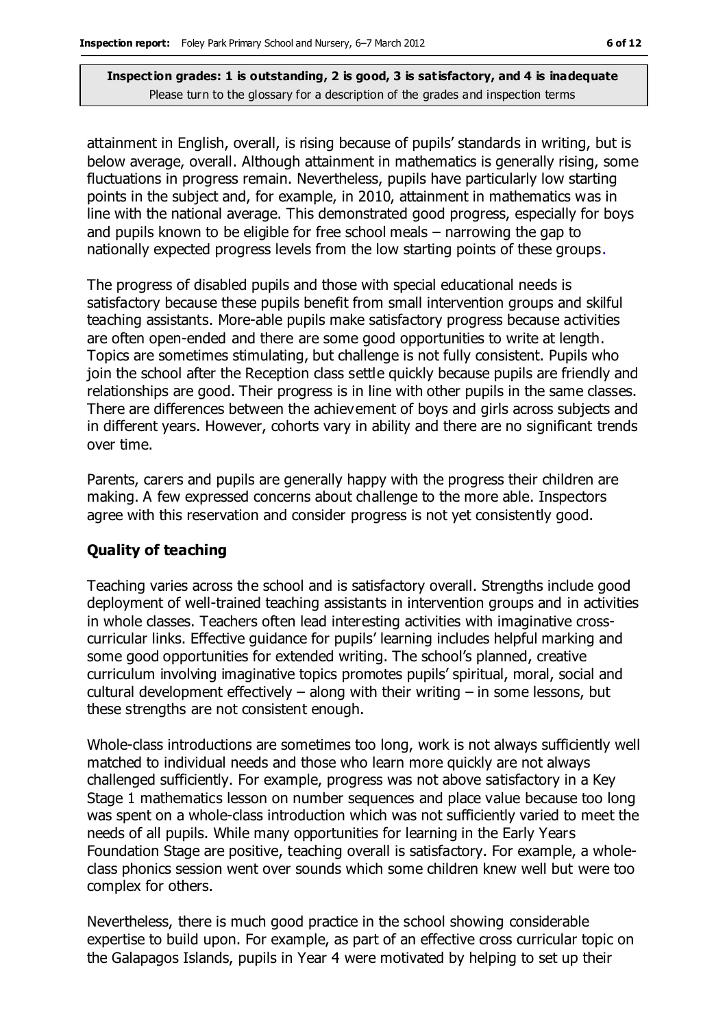attainment in English, overall, is rising because of pupils' standards in writing, but is below average, overall. Although attainment in mathematics is generally rising, some fluctuations in progress remain. Nevertheless, pupils have particularly low starting points in the subject and, for example, in 2010, attainment in mathematics was in line with the national average. This demonstrated good progress, especially for boys and pupils known to be eligible for free school meals – narrowing the gap to nationally expected progress levels from the low starting points of these groups.

The progress of disabled pupils and those with special educational needs is satisfactory because these pupils benefit from small intervention groups and skilful teaching assistants. More-able pupils make satisfactory progress because activities are often open-ended and there are some good opportunities to write at length. Topics are sometimes stimulating, but challenge is not fully consistent. Pupils who join the school after the Reception class settle quickly because pupils are friendly and relationships are good. Their progress is in line with other pupils in the same classes. There are differences between the achievement of boys and girls across subjects and in different years. However, cohorts vary in ability and there are no significant trends over time.

Parents, carers and pupils are generally happy with the progress their children are making. A few expressed concerns about challenge to the more able. Inspectors agree with this reservation and consider progress is not yet consistently good.

### Quality of teaching

Teaching varies across the school and is satisfactory overall. Strengths include good deployment of well-trained teaching assistants in intervention groups and in activities in whole classes. Teachers often lead interesting activities with imaginative cross-curricular links. Effective guidance for pupils' learning includes helpful marking and some good opportunities for extended writing. The school's planned, creative curriculum involving imaginative topics promotes pupils' spiritual, moral, social and cultural development effectively – along with their writing – in some lessons, but these strengths are not consistent enough.

Whole-class introductions are sometimes too long, work is not always sufficiently well matched to individual needs and those who learn more quickly are not always challenged sufficiently. For example, progress was not above satisfactory in a Key Stage 1 mathematics lesson on number sequences and place value because too long was spent on a whole-class introduction which was not sufficiently varied to meet the needs of all pupils. While many opportunities for learning in the Early Years Foundation Stage are positive, teaching overall is satisfactory. For example, a whole-class phonics session went over sounds which some children knew well but were too complex for others.

Nevertheless, there is much good practice in the school showing considerable expertise to build upon. For example, as part of an effective cross curricular topic on the Galapagos Islands, pupils in Year 4 were motivated by helping to set up their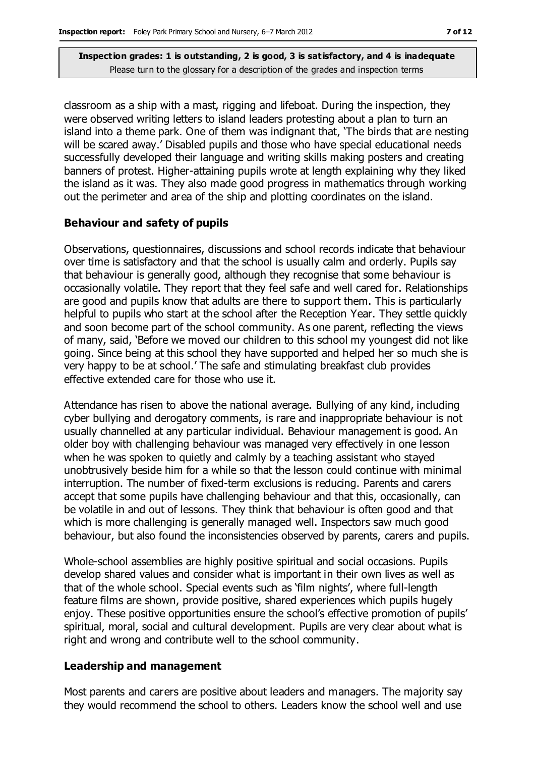classroom as a ship with a mast, rigging and lifeboat. During the inspection, they were observed writing letters to island leaders protesting about a plan to turn an island into a theme park. One of them was indignant that, 'The birds that are nesting will be scared away.' Disabled pupils and those who have special educational needs successfully developed their language and writing skills making posters and creating banners of protest. Higher-attaining pupils wrote at length explaining why they liked the island as it was. They also made good progress in mathematics through working out the perimeter and area of the ship and plotting coordinates on the island.

### Behaviour and safety of pupils

Observations, questionnaires, discussions and school records indicate that behaviour over time is satisfactory and that the school is usually calm and orderly. Pupils say that behaviour is generally good, although they recognise that some behaviour is occasionally volatile. They report that they feel safe and well cared for. Relationships are good and pupils know that adults are there to support them. This is particularly helpful to pupils who start at the school after the Reception Year. They settle quickly and soon become part of the school community. As one parent, reflecting the views of many, said, 'Before we moved our children to this school my youngest did not like going. Since being at this school they have supported and helped her so much she is very happy to be at school.' The safe and stimulating breakfast club provides effective extended care for those who use it.

Attendance has risen to above the national average. Bullying of any kind, including cyber bullying and derogatory comments, is rare and inappropriate behaviour is not usually channelled at any particular individual. Behaviour management is good. An older boy with challenging behaviour was managed very effectively in one lesson when he was spoken to quietly and calmly by a teaching assistant who stayed unobtrusively beside him for a while so that the lesson could continue with minimal interruption. The number of fixed-term exclusions is reducing. Parents and carers accept that some pupils have challenging behaviour and that this, occasionally, can be volatile in and out of lessons. They think that behaviour is often good and that which is more challenging is generally managed well. Inspectors saw much good behaviour, but also found the inconsistencies observed by parents, carers and pupils.

Whole-school assemblies are highly positive spiritual and social occasions. Pupils develop shared values and consider what is important in their own lives as well as that of the whole school. Special events such as 'film nights', where full-length feature films are shown, provide positive, shared experiences which pupils hugely enjoy. These positive opportunities ensure the school's effective promotion of pupils' spiritual, moral, social and cultural development. Pupils are very clear about what is right and wrong and contribute well to the school community.

### Leadership and management

Most parents and carers are positive about leaders and managers. The majority say they would recommend the school to others. Leaders know the school well and use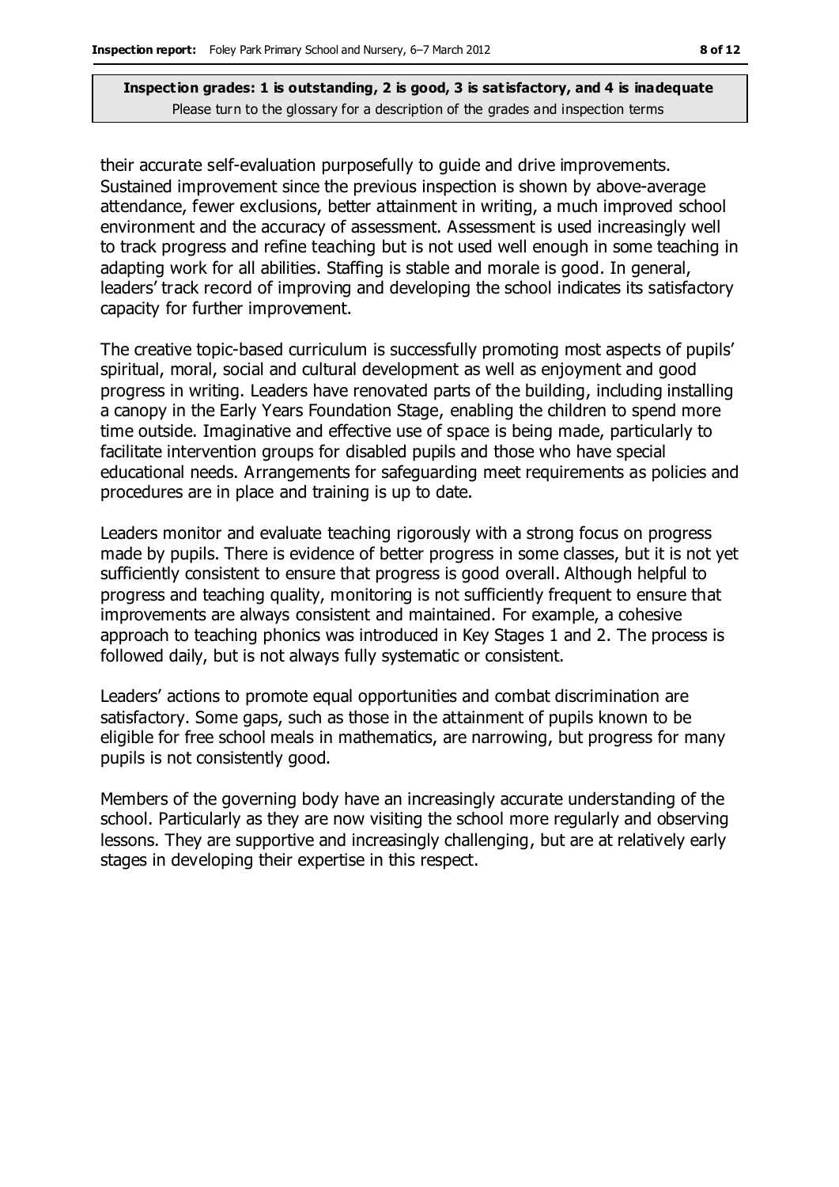their accurate self-evaluation purposefully to guide and drive improvements. Sustained improvement since the previous inspection is shown by above-average attendance, fewer exclusions, better attainment in writing, a much improved school environment and the accuracy of assessment. Assessment is used increasingly well to track progress and refine teaching but is not used well enough in some teaching in adapting work for all abilities. Staffing is stable and morale is good. In general, leaders' track record of improving and developing the school indicates its satisfactory capacity for further improvement.

The creative topic-based curriculum is successfully promoting most aspects of pupils' spiritual, moral, social and cultural development as well as enjoyment and good progress in writing. Leaders have renovated parts of the building, including installing a canopy in the Early Years Foundation Stage, enabling the children to spend more time outside. Imaginative and effective use of space is being made, particularly to facilitate intervention groups for disabled pupils and those who have special educational needs. Arrangements for safeguarding meet requirements as policies and procedures are in place and training is up to date.

Leaders monitor and evaluate teaching rigorously with a strong focus on progress made by pupils. There is evidence of better progress in some classes, but it is not yet sufficiently consistent to ensure that progress is good overall. Although helpful to progress and teaching quality, monitoring is not sufficiently frequent to ensure that improvements are always consistent and maintained. For example, a cohesive approach to teaching phonics was introduced in Key Stages 1 and 2. The process is followed daily, but is not always fully systematic or consistent.

Leaders' actions to promote equal opportunities and combat discrimination are satisfactory. Some gaps, such as those in the attainment of pupils known to be eligible for free school meals in mathematics, are narrowing, but progress for many pupils is not consistently good.

Members of the governing body have an increasingly accurate understanding of the school. Particularly as they are now visiting the school more regularly and observing lessons. They are supportive and increasingly challenging, but are at relatively early stages in developing their expertise in this respect.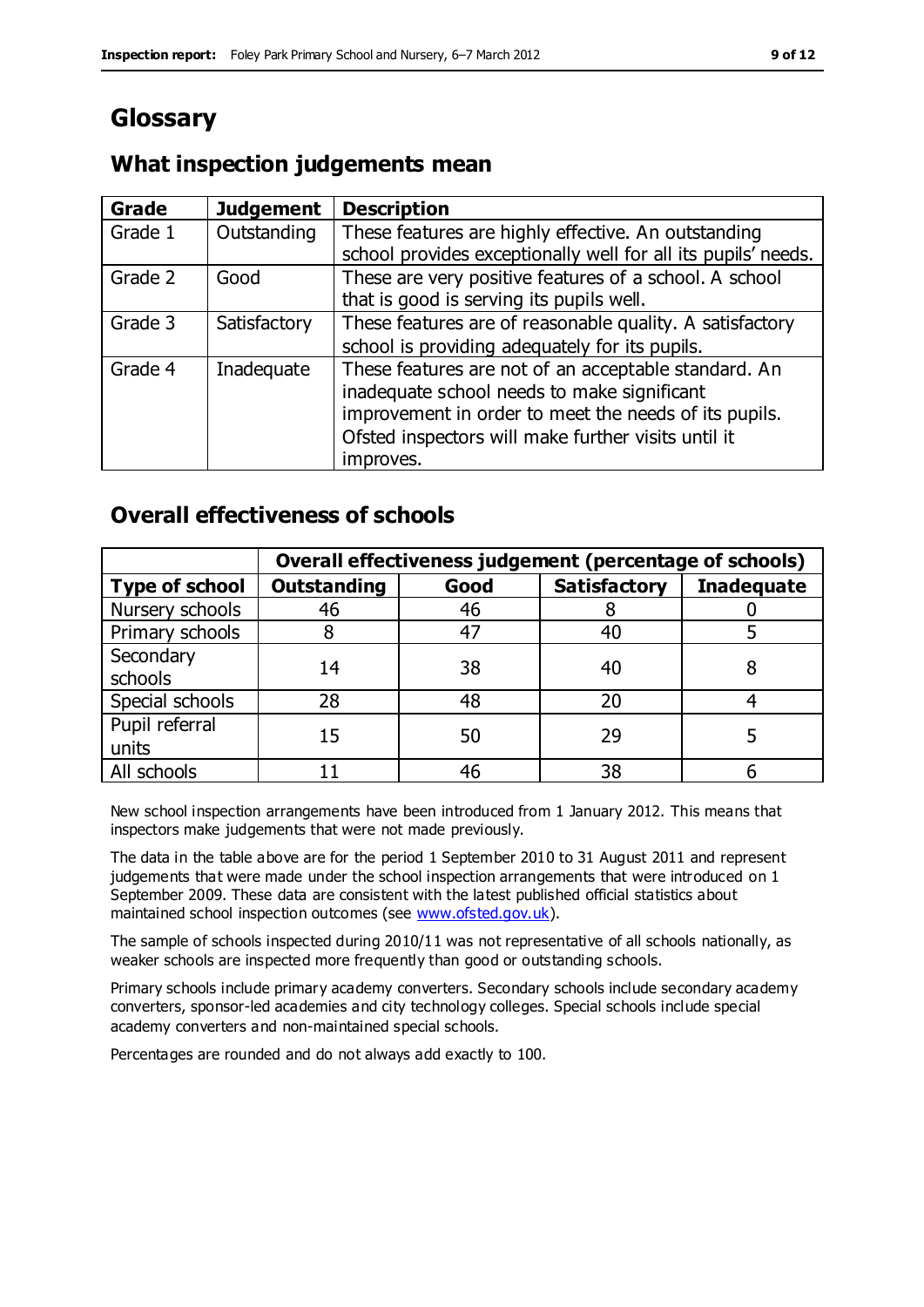# Glossary

## What inspection judgements mean

| Grade | Judgement | Description |
| --- | --- | --- |
| Grade 1 | Outstanding | These features are highly effective. An outstanding school provides exceptionally well for all its pupils' needs. |
| Grade 2 | Good | These are very positive features of a school. A school that is good is serving its pupils well. |
| Grade 3 | Satisfactory | These features are of reasonable quality. A satisfactory school is providing adequately for its pupils. |
| Grade 4 | Inadequate | These features are not of an acceptable standard. An inadequate school needs to make significant improvement in order to meet the needs of its pupils. Ofsted inspectors will make further visits until it improves. |

## Overall effectiveness of schools

| | Overall effectiveness judgement (percentage of schools) | | | |
| --- | --- | --- | --- | --- |
| **Type of school** | **Outstanding** | **Good** | **Satisfactory** | **Inadequate** |
| Nursery schools | 46 | 46 | 8 | 0 |
| Primary schools | 8 | 47 | 40 | 5 |
| Secondary schools | 14 | 38 | 40 | 8 |
| Special schools | 28 | 48 | 20 | 4 |
| Pupil referral units | 15 | 50 | 29 | 5 |
| All schools | 11 | 46 | 38 | 6 |

New school inspection arrangements have been introduced from 1 January 2012. This means that inspectors make judgements that were not made previously.

The data in the table above are for the period 1 September 2010 to 31 August 2011 and represent judgements that were made under the school inspection arrangements that were introduced on 1 September 2009. These data are consistent with the latest published official statistics about maintained school inspection outcomes (see www.ofsted.gov.uk).

The sample of schools inspected during 2010/11 was not representative of all schools nationally, as weaker schools are inspected more frequently than good or outstanding schools.

Primary schools include primary academy converters. Secondary schools include secondary academy converters, sponsor-led academies and city technology colleges. Special schools include special academy converters and non-maintained special schools.

Percentages are rounded and do not always add exactly to 100.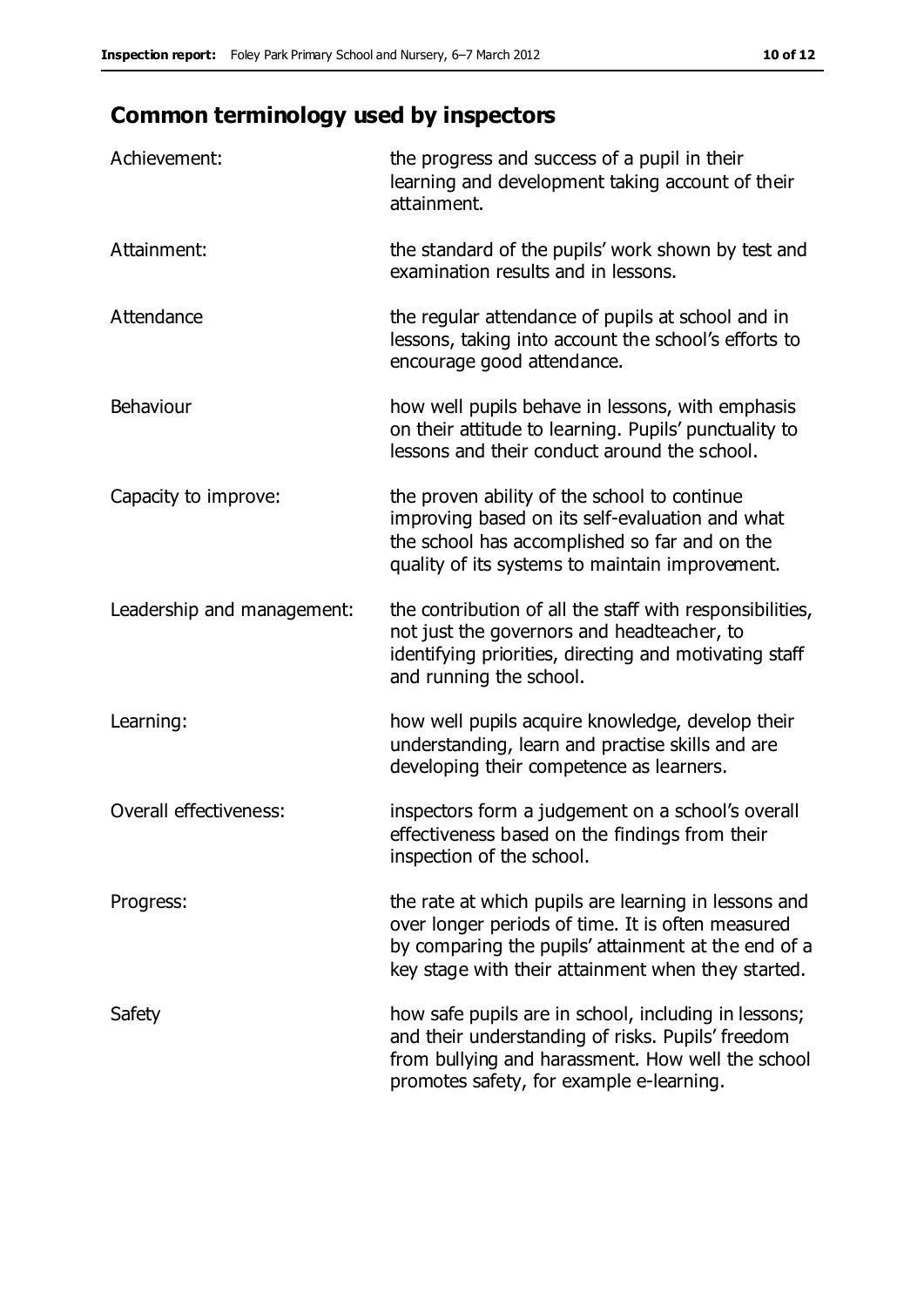## Common terminology used by inspectors

| | |
|---|---|
| Achievement: | the progress and success of a pupil in their learning and development taking account of their attainment. |
| Attainment: | the standard of the pupils' work shown by test and examination results and in lessons. |
| Attendance | the regular attendance of pupils at school and in lessons, taking into account the school's efforts to encourage good attendance. |
| Behaviour | how well pupils behave in lessons, with emphasis on their attitude to learning. Pupils' punctuality to lessons and their conduct around the school. |
| Capacity to improve: | the proven ability of the school to continue improving based on its self-evaluation and what the school has accomplished so far and on the quality of its systems to maintain improvement. |
| Leadership and management: | the contribution of all the staff with responsibilities, not just the governors and headteacher, to identifying priorities, directing and motivating staff and running the school. |
| Learning: | how well pupils acquire knowledge, develop their understanding, learn and practise skills and are developing their competence as learners. |
| Overall effectiveness: | inspectors form a judgement on a school's overall effectiveness based on the findings from their inspection of the school. |
| Progress: | the rate at which pupils are learning in lessons and over longer periods of time. It is often measured by comparing the pupils' attainment at the end of a key stage with their attainment when they started. |
| Safety | how safe pupils are in school, including in lessons; and their understanding of risks. Pupils' freedom from bullying and harassment. How well the school promotes safety, for example e-learning. |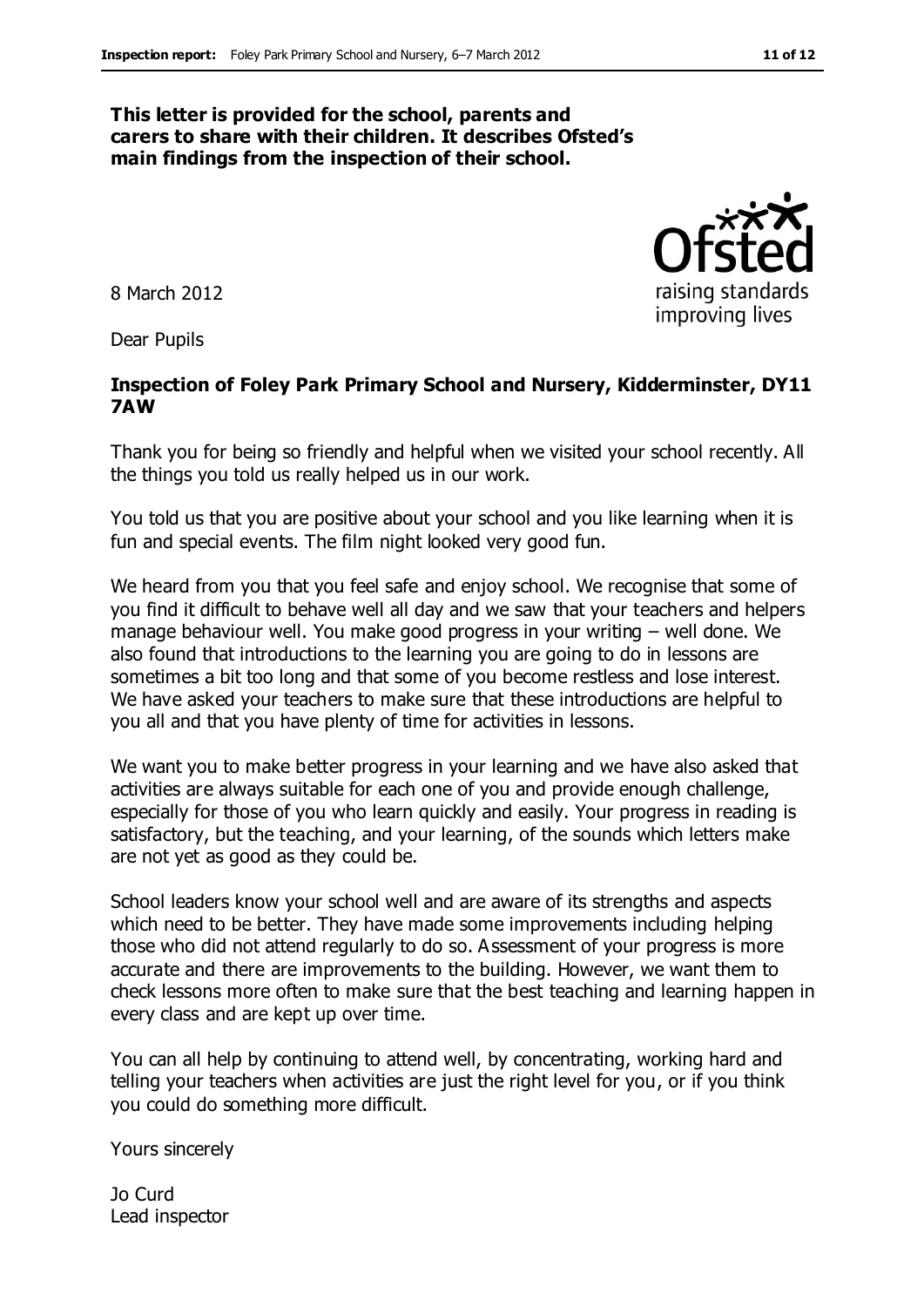**This letter is provided for the school, parents and carers to share with their children. It describes Ofsted's main findings from the inspection of their school.**

8 March 2012

Dear Pupils

**Inspection of Foley Park Primary School and Nursery, Kidderminster, DY11 7AW**

Thank you for being so friendly and helpful when we visited your school recently. All the things you told us really helped us in our work.

You told us that you are positive about your school and you like learning when it is fun and special events. The film night looked very good fun.

We heard from you that you feel safe and enjoy school. We recognise that some of you find it difficult to behave well all day and we saw that your teachers and helpers manage behaviour well. You make good progress in your writing – well done. We also found that introductions to the learning you are going to do in lessons are sometimes a bit too long and that some of you become restless and lose interest. We have asked your teachers to make sure that these introductions are helpful to you all and that you have plenty of time for activities in lessons.

We want you to make better progress in your learning and we have also asked that activities are always suitable for each one of you and provide enough challenge, especially for those of you who learn quickly and easily. Your progress in reading is satisfactory, but the teaching, and your learning, of the sounds which letters make are not yet as good as they could be.

School leaders know your school well and are aware of its strengths and aspects which need to be better. They have made some improvements including helping those who did not attend regularly to do so. Assessment of your progress is more accurate and there are improvements to the building. However, we want them to check lessons more often to make sure that the best teaching and learning happen in every class and are kept up over time.

You can all help by continuing to attend well, by concentrating, working hard and telling your teachers when activities are just the right level for you, or if you think you could do something more difficult.

Yours sincerely

Jo Curd
Lead inspector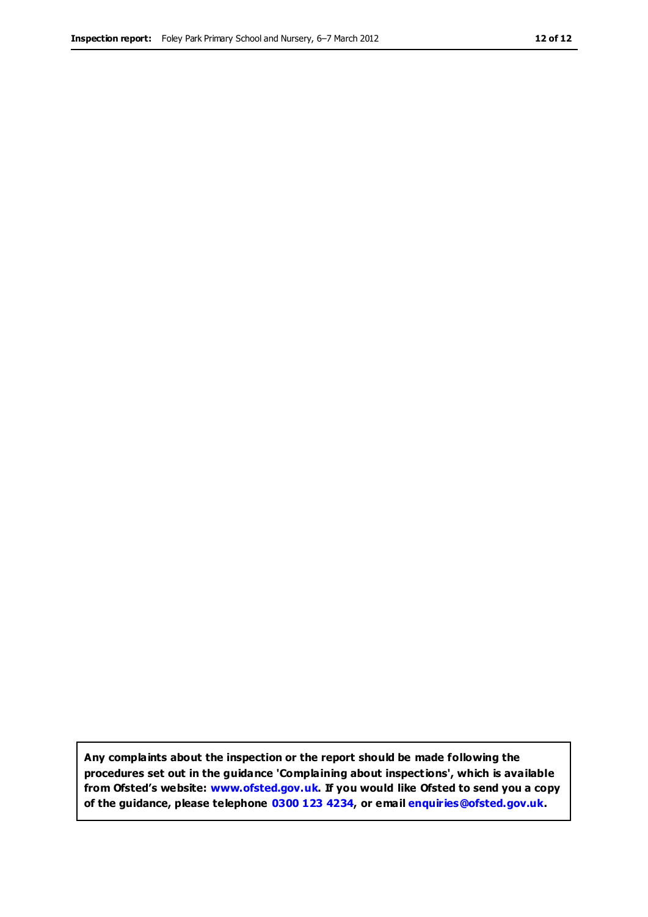**Any complaints about the inspection or the report should be made following the procedures set out in the guidance 'Complaining about inspections', which is available from Ofsted's website: www.ofsted.gov.uk. If you would like Ofsted to send you a copy of the guidance, please telephone 0300 123 4234, or email enquiries@ofsted.gov.uk.**